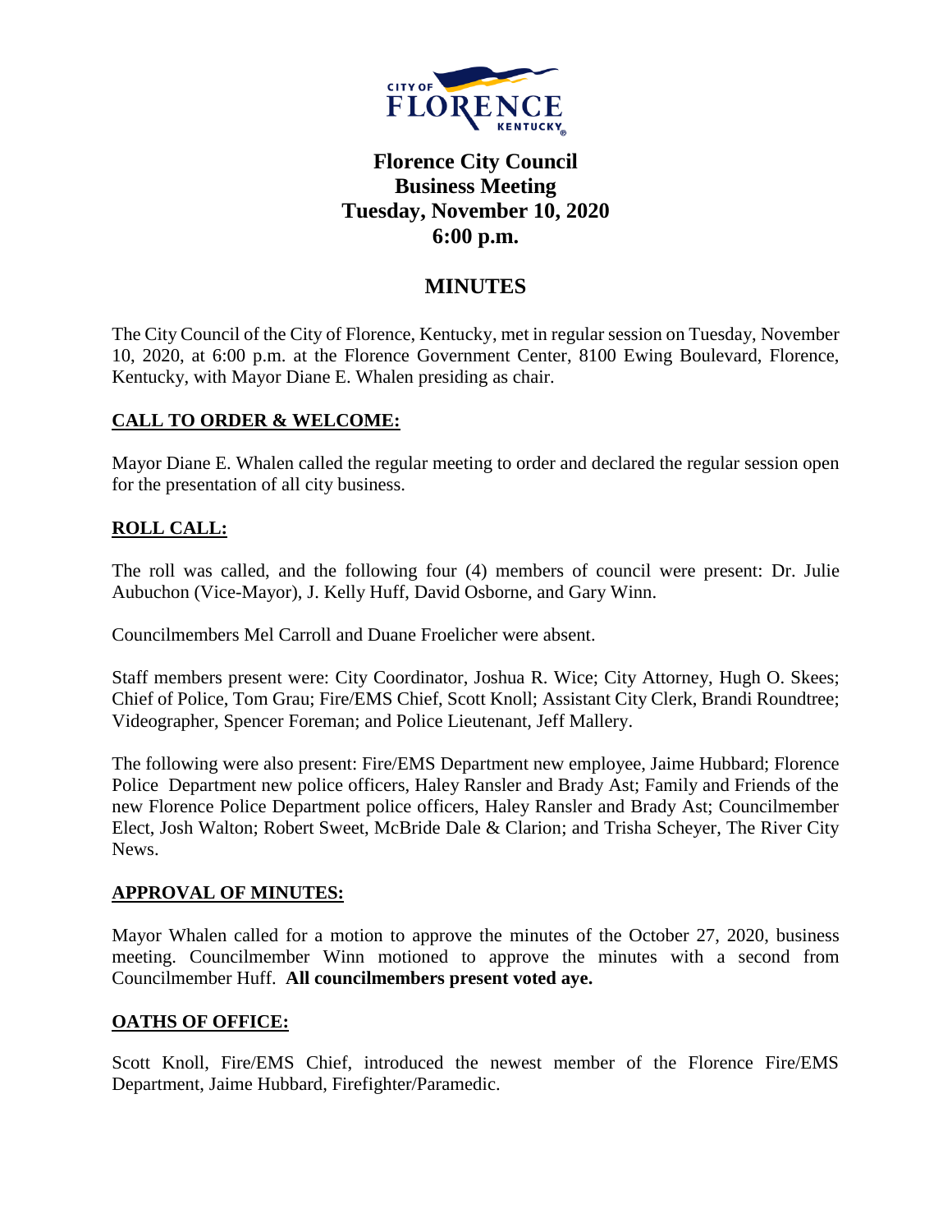# Florence City Council
## Business Meeting
## Tuesday, November 10, 2020
## 6:00 p.m.

## MINUTES

The City Council of the City of Florence, Kentucky, met in regular session on Tuesday, November 10, 2020, at 6:00 p.m. at the Florence Government Center, 8100 Ewing Boulevard, Florence, Kentucky, with Mayor Diane E. Whalen presiding as chair.

### CALL TO ORDER & WELCOME:

Mayor Diane E. Whalen called the regular meeting to order and declared the regular session open for the presentation of all city business.

### ROLL CALL:

The roll was called, and the following four (4) members of council were present: Dr. Julie Aubuchon (Vice-Mayor), J. Kelly Huff, David Osborne, and Gary Winn.

Councilmembers Mel Carroll and Duane Froelicher were absent.

Staff members present were: City Coordinator, Joshua R. Wice; City Attorney, Hugh O. Skees; Chief of Police, Tom Grau; Fire/EMS Chief, Scott Knoll; Assistant City Clerk, Brandi Roundtree; Videographer, Spencer Foreman; and Police Lieutenant, Jeff Mallery.

The following were also present: Fire/EMS Department new employee, Jaime Hubbard; Florence Police Department new police officers, Haley Ransler and Brady Ast; Family and Friends of the new Florence Police Department police officers, Haley Ransler and Brady Ast; Councilmember Elect, Josh Walton; Robert Sweet, McBride Dale & Clarion; and Trisha Scheyer, The River City News.

### APPROVAL OF MINUTES:

Mayor Whalen called for a motion to approve the minutes of the October 27, 2020, business meeting. Councilmember Winn motioned to approve the minutes with a second from Councilmember Huff. **All councilmembers present voted aye.**

### OATHS OF OFFICE:

Scott Knoll, Fire/EMS Chief, introduced the newest member of the Florence Fire/EMS Department, Jaime Hubbard, Firefighter/Paramedic.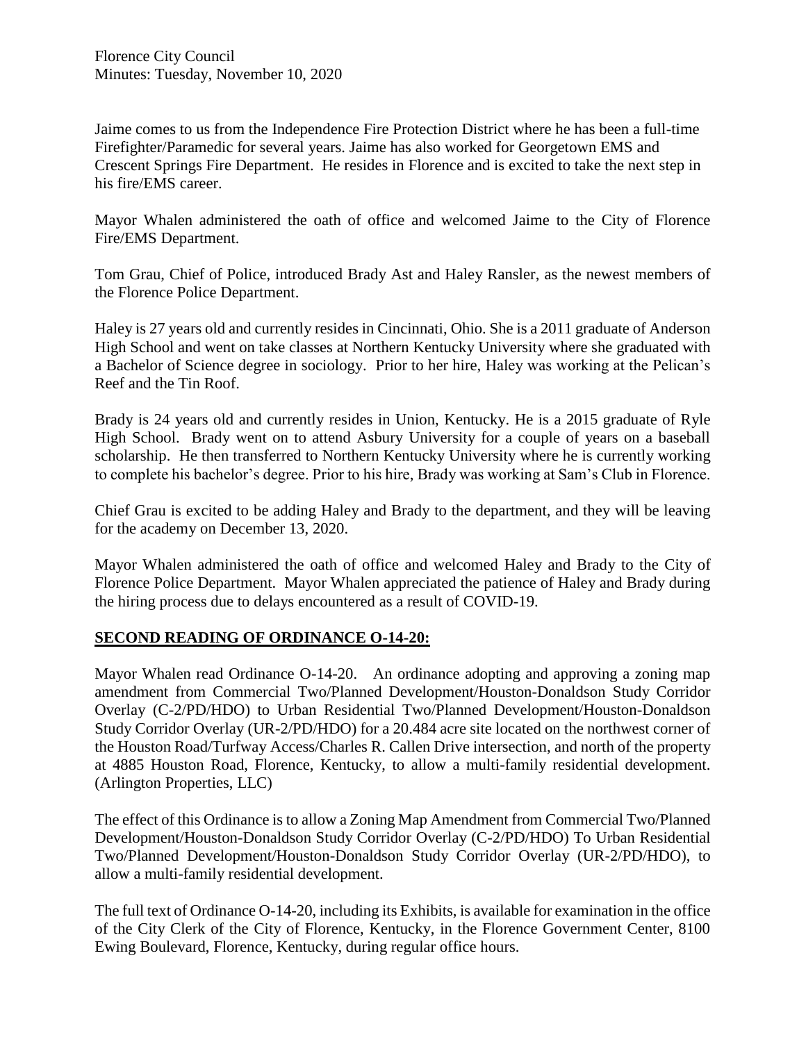Jaime comes to us from the Independence Fire Protection District where he has been a full-time Firefighter/Paramedic for several years. Jaime has also worked for Georgetown EMS and Crescent Springs Fire Department. He resides in Florence and is excited to take the next step in his fire/EMS career.

Mayor Whalen administered the oath of office and welcomed Jaime to the City of Florence Fire/EMS Department.

Tom Grau, Chief of Police, introduced Brady Ast and Haley Ransler, as the newest members of the Florence Police Department.

Haley is 27 years old and currently resides in Cincinnati, Ohio. She is a 2011 graduate of Anderson High School and went on take classes at Northern Kentucky University where she graduated with a Bachelor of Science degree in sociology. Prior to her hire, Haley was working at the Pelican's Reef and the Tin Roof.

Brady is 24 years old and currently resides in Union, Kentucky. He is a 2015 graduate of Ryle High School. Brady went on to attend Asbury University for a couple of years on a baseball scholarship. He then transferred to Northern Kentucky University where he is currently working to complete his bachelor's degree. Prior to his hire, Brady was working at Sam's Club in Florence.

Chief Grau is excited to be adding Haley and Brady to the department, and they will be leaving for the academy on December 13, 2020.

Mayor Whalen administered the oath of office and welcomed Haley and Brady to the City of Florence Police Department. Mayor Whalen appreciated the patience of Haley and Brady during the hiring process due to delays encountered as a result of COVID-19.

## SECOND READING OF ORDINANCE O-14-20:

Mayor Whalen read Ordinance O-14-20. An ordinance adopting and approving a zoning map amendment from Commercial Two/Planned Development/Houston-Donaldson Study Corridor Overlay (C-2/PD/HDO) to Urban Residential Two/Planned Development/Houston-Donaldson Study Corridor Overlay (UR-2/PD/HDO) for a 20.484 acre site located on the northwest corner of the Houston Road/Turfway Access/Charles R. Callen Drive intersection, and north of the property at 4885 Houston Road, Florence, Kentucky, to allow a multi-family residential development. (Arlington Properties, LLC)

The effect of this Ordinance is to allow a Zoning Map Amendment from Commercial Two/Planned Development/Houston-Donaldson Study Corridor Overlay (C-2/PD/HDO) To Urban Residential Two/Planned Development/Houston-Donaldson Study Corridor Overlay (UR-2/PD/HDO), to allow a multi-family residential development.

The full text of Ordinance O-14-20, including its Exhibits, is available for examination in the office of the City Clerk of the City of Florence, Kentucky, in the Florence Government Center, 8100 Ewing Boulevard, Florence, Kentucky, during regular office hours.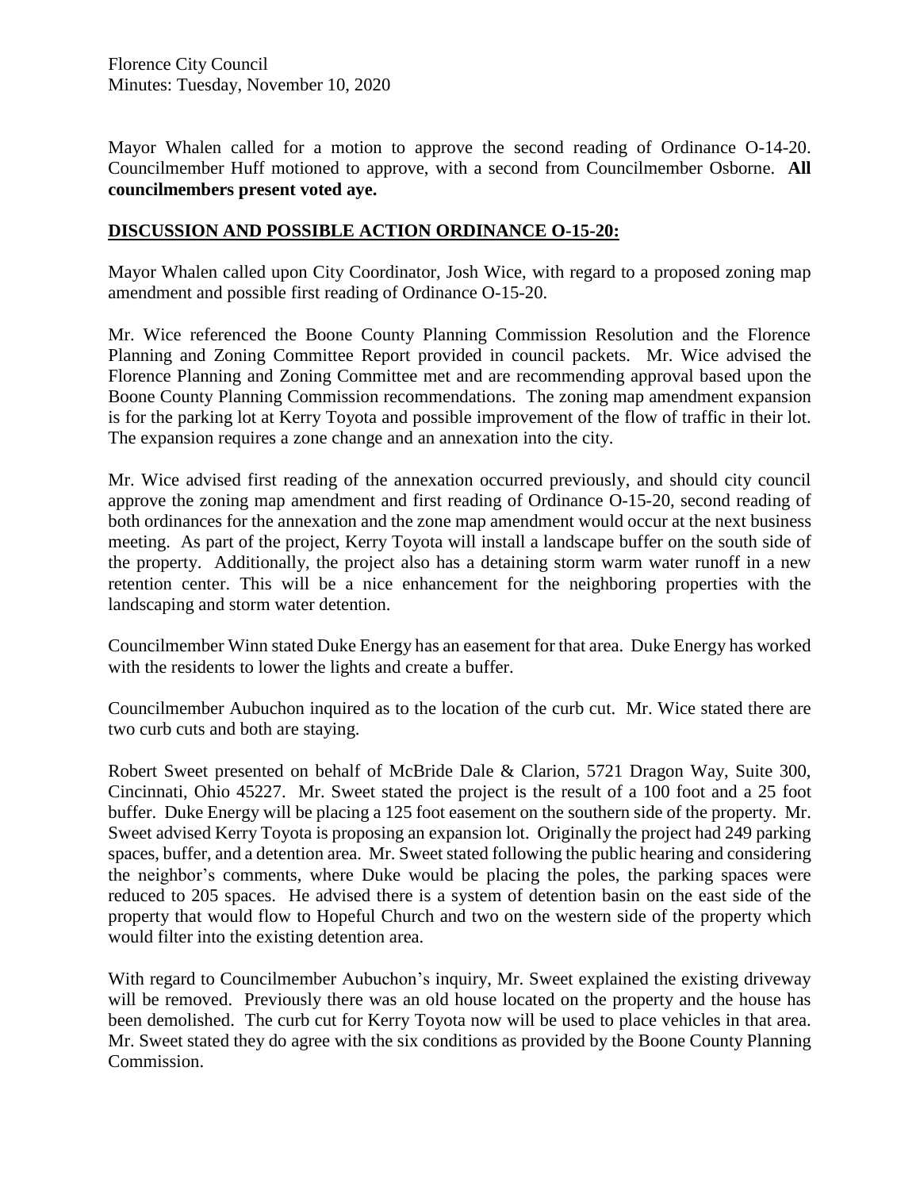Mayor Whalen called for a motion to approve the second reading of Ordinance O-14-20. Councilmember Huff motioned to approve, with a second from Councilmember Osborne. **All councilmembers present voted aye.**

## **DISCUSSION AND POSSIBLE ACTION ORDINANCE O-15-20:**

Mayor Whalen called upon City Coordinator, Josh Wice, with regard to a proposed zoning map amendment and possible first reading of Ordinance O-15-20.

Mr. Wice referenced the Boone County Planning Commission Resolution and the Florence Planning and Zoning Committee Report provided in council packets. Mr. Wice advised the Florence Planning and Zoning Committee met and are recommending approval based upon the Boone County Planning Commission recommendations. The zoning map amendment expansion is for the parking lot at Kerry Toyota and possible improvement of the flow of traffic in their lot. The expansion requires a zone change and an annexation into the city.

Mr. Wice advised first reading of the annexation occurred previously, and should city council approve the zoning map amendment and first reading of Ordinance O-15-20, second reading of both ordinances for the annexation and the zone map amendment would occur at the next business meeting. As part of the project, Kerry Toyota will install a landscape buffer on the south side of the property. Additionally, the project also has a detaining storm warm water runoff in a new retention center. This will be a nice enhancement for the neighboring properties with the landscaping and storm water detention.

Councilmember Winn stated Duke Energy has an easement for that area. Duke Energy has worked with the residents to lower the lights and create a buffer.

Councilmember Aubuchon inquired as to the location of the curb cut. Mr. Wice stated there are two curb cuts and both are staying.

Robert Sweet presented on behalf of McBride Dale & Clarion, 5721 Dragon Way, Suite 300, Cincinnati, Ohio 45227. Mr. Sweet stated the project is the result of a 100 foot and a 25 foot buffer. Duke Energy will be placing a 125 foot easement on the southern side of the property. Mr. Sweet advised Kerry Toyota is proposing an expansion lot. Originally the project had 249 parking spaces, buffer, and a detention area. Mr. Sweet stated following the public hearing and considering the neighbor's comments, where Duke would be placing the poles, the parking spaces were reduced to 205 spaces. He advised there is a system of detention basin on the east side of the property that would flow to Hopeful Church and two on the western side of the property which would filter into the existing detention area.

With regard to Councilmember Aubuchon's inquiry, Mr. Sweet explained the existing driveway will be removed. Previously there was an old house located on the property and the house has been demolished. The curb cut for Kerry Toyota now will be used to place vehicles in that area. Mr. Sweet stated they do agree with the six conditions as provided by the Boone County Planning Commission.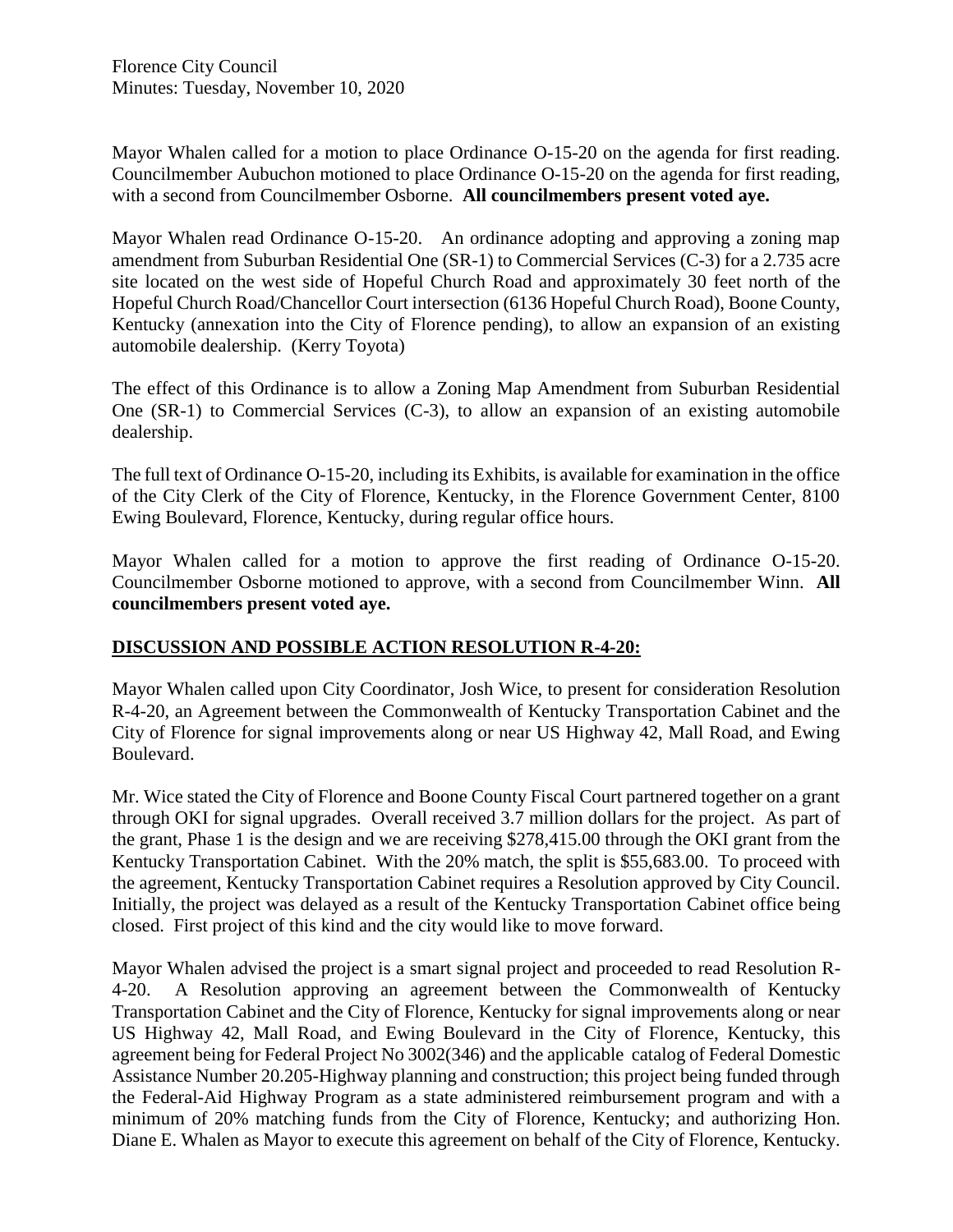Mayor Whalen called for a motion to place Ordinance O-15-20 on the agenda for first reading. Councilmember Aubuchon motioned to place Ordinance O-15-20 on the agenda for first reading, with a second from Councilmember Osborne. **All councilmembers present voted aye.**

Mayor Whalen read Ordinance O-15-20. An ordinance adopting and approving a zoning map amendment from Suburban Residential One (SR-1) to Commercial Services (C-3) for a 2.735 acre site located on the west side of Hopeful Church Road and approximately 30 feet north of the Hopeful Church Road/Chancellor Court intersection (6136 Hopeful Church Road), Boone County, Kentucky (annexation into the City of Florence pending), to allow an expansion of an existing automobile dealership. (Kerry Toyota)

The effect of this Ordinance is to allow a Zoning Map Amendment from Suburban Residential One (SR-1) to Commercial Services (C-3), to allow an expansion of an existing automobile dealership.

The full text of Ordinance O-15-20, including its Exhibits, is available for examination in the office of the City Clerk of the City of Florence, Kentucky, in the Florence Government Center, 8100 Ewing Boulevard, Florence, Kentucky, during regular office hours.

Mayor Whalen called for a motion to approve the first reading of Ordinance O-15-20. Councilmember Osborne motioned to approve, with a second from Councilmember Winn. **All councilmembers present voted aye.**

## DISCUSSION AND POSSIBLE ACTION RESOLUTION R-4-20:

Mayor Whalen called upon City Coordinator, Josh Wice, to present for consideration Resolution R-4-20, an Agreement between the Commonwealth of Kentucky Transportation Cabinet and the City of Florence for signal improvements along or near US Highway 42, Mall Road, and Ewing Boulevard.

Mr. Wice stated the City of Florence and Boone County Fiscal Court partnered together on a grant through OKI for signal upgrades. Overall received 3.7 million dollars for the project. As part of the grant, Phase 1 is the design and we are receiving $278,415.00 through the OKI grant from the Kentucky Transportation Cabinet. With the 20% match, the split is $55,683.00. To proceed with the agreement, Kentucky Transportation Cabinet requires a Resolution approved by City Council. Initially, the project was delayed as a result of the Kentucky Transportation Cabinet office being closed. First project of this kind and the city would like to move forward.

Mayor Whalen advised the project is a smart signal project and proceeded to read Resolution R-4-20. A Resolution approving an agreement between the Commonwealth of Kentucky Transportation Cabinet and the City of Florence, Kentucky for signal improvements along or near US Highway 42, Mall Road, and Ewing Boulevard in the City of Florence, Kentucky, this agreement being for Federal Project No 3002(346) and the applicable catalog of Federal Domestic Assistance Number 20.205-Highway planning and construction; this project being funded through the Federal-Aid Highway Program as a state administered reimbursement program and with a minimum of 20% matching funds from the City of Florence, Kentucky; and authorizing Hon. Diane E. Whalen as Mayor to execute this agreement on behalf of the City of Florence, Kentucky.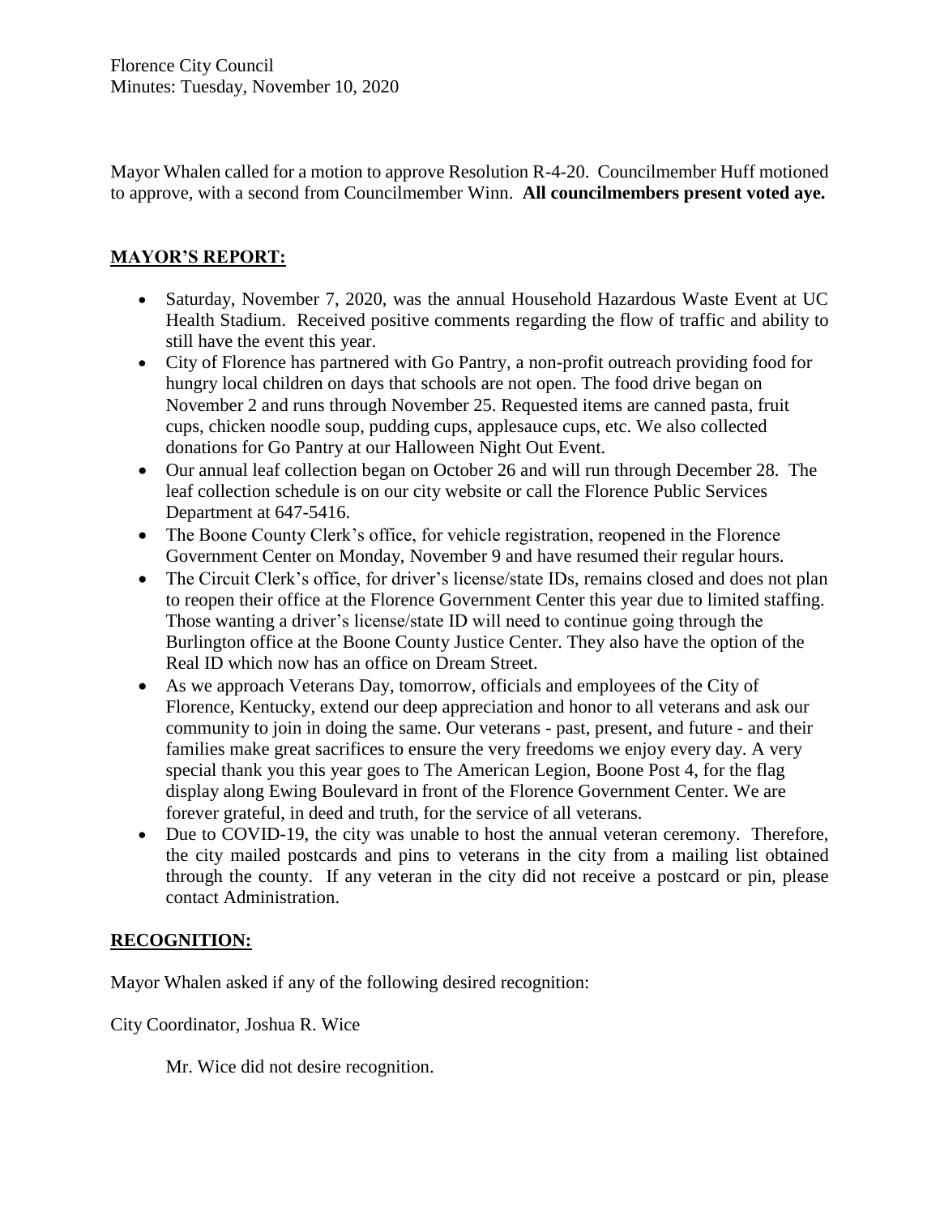Mayor Whalen called for a motion to approve Resolution R-4-20. Councilmember Huff motioned to approve, with a second from Councilmember Winn. **All councilmembers present voted aye.**

## **MAYOR'S REPORT:**

- Saturday, November 7, 2020, was the annual Household Hazardous Waste Event at UC Health Stadium. Received positive comments regarding the flow of traffic and ability to still have the event this year.
- City of Florence has partnered with Go Pantry, a non-profit outreach providing food for hungry local children on days that schools are not open. The food drive began on November 2 and runs through November 25. Requested items are canned pasta, fruit cups, chicken noodle soup, pudding cups, applesauce cups, etc. We also collected donations for Go Pantry at our Halloween Night Out Event.
- Our annual leaf collection began on October 26 and will run through December 28. The leaf collection schedule is on our city website or call the Florence Public Services Department at 647-5416.
- The Boone County Clerk's office, for vehicle registration, reopened in the Florence Government Center on Monday, November 9 and have resumed their regular hours.
- The Circuit Clerk's office, for driver's license/state IDs, remains closed and does not plan to reopen their office at the Florence Government Center this year due to limited staffing. Those wanting a driver's license/state ID will need to continue going through the Burlington office at the Boone County Justice Center. They also have the option of the Real ID which now has an office on Dream Street.
- As we approach Veterans Day, tomorrow, officials and employees of the City of Florence, Kentucky, extend our deep appreciation and honor to all veterans and ask our community to join in doing the same. Our veterans - past, present, and future - and their families make great sacrifices to ensure the very freedoms we enjoy every day. A very special thank you this year goes to The American Legion, Boone Post 4, for the flag display along Ewing Boulevard in front of the Florence Government Center. We are forever grateful, in deed and truth, for the service of all veterans.
- Due to COVID-19, the city was unable to host the annual veteran ceremony. Therefore, the city mailed postcards and pins to veterans in the city from a mailing list obtained through the county. If any veteran in the city did not receive a postcard or pin, please contact Administration.

## **RECOGNITION:**

Mayor Whalen asked if any of the following desired recognition:

City Coordinator, Joshua R. Wice

Mr. Wice did not desire recognition.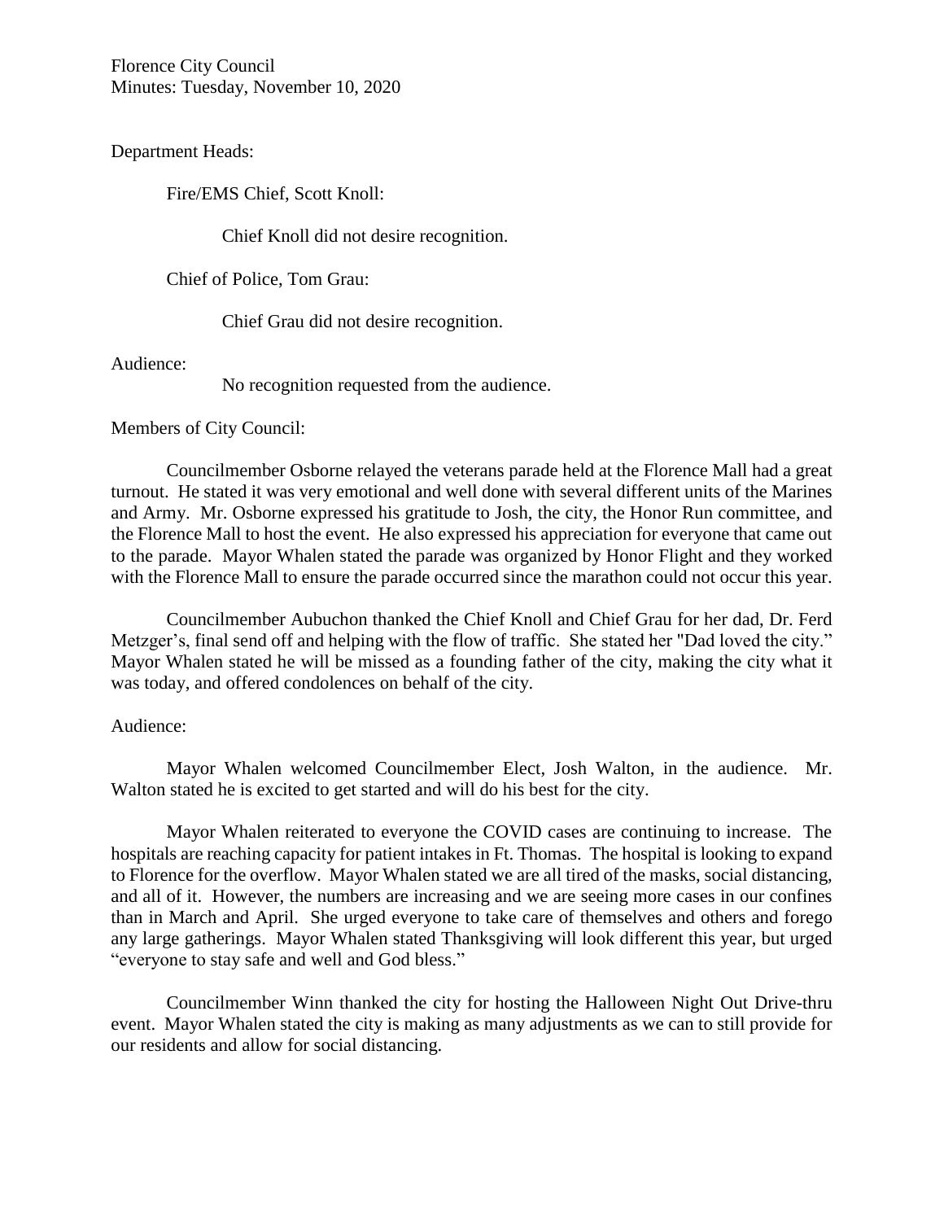Florence City Council
Minutes: Tuesday, November 10, 2020

Department Heads:

Fire/EMS Chief, Scott Knoll:

Chief Knoll did not desire recognition.

Chief of Police, Tom Grau:

Chief Grau did not desire recognition.

Audience:

No recognition requested from the audience.

Members of City Council:

Councilmember Osborne relayed the veterans parade held at the Florence Mall had a great turnout. He stated it was very emotional and well done with several different units of the Marines and Army. Mr. Osborne expressed his gratitude to Josh, the city, the Honor Run committee, and the Florence Mall to host the event. He also expressed his appreciation for everyone that came out to the parade. Mayor Whalen stated the parade was organized by Honor Flight and they worked with the Florence Mall to ensure the parade occurred since the marathon could not occur this year.

Councilmember Aubuchon thanked the Chief Knoll and Chief Grau for her dad, Dr. Ferd Metzger's, final send off and helping with the flow of traffic. She stated her "Dad loved the city." Mayor Whalen stated he will be missed as a founding father of the city, making the city what it was today, and offered condolences on behalf of the city.

Audience:

Mayor Whalen welcomed Councilmember Elect, Josh Walton, in the audience. Mr. Walton stated he is excited to get started and will do his best for the city.

Mayor Whalen reiterated to everyone the COVID cases are continuing to increase. The hospitals are reaching capacity for patient intakes in Ft. Thomas. The hospital is looking to expand to Florence for the overflow. Mayor Whalen stated we are all tired of the masks, social distancing, and all of it. However, the numbers are increasing and we are seeing more cases in our confines than in March and April. She urged everyone to take care of themselves and others and forego any large gatherings. Mayor Whalen stated Thanksgiving will look different this year, but urged "everyone to stay safe and well and God bless."

Councilmember Winn thanked the city for hosting the Halloween Night Out Drive-thru event. Mayor Whalen stated the city is making as many adjustments as we can to still provide for our residents and allow for social distancing.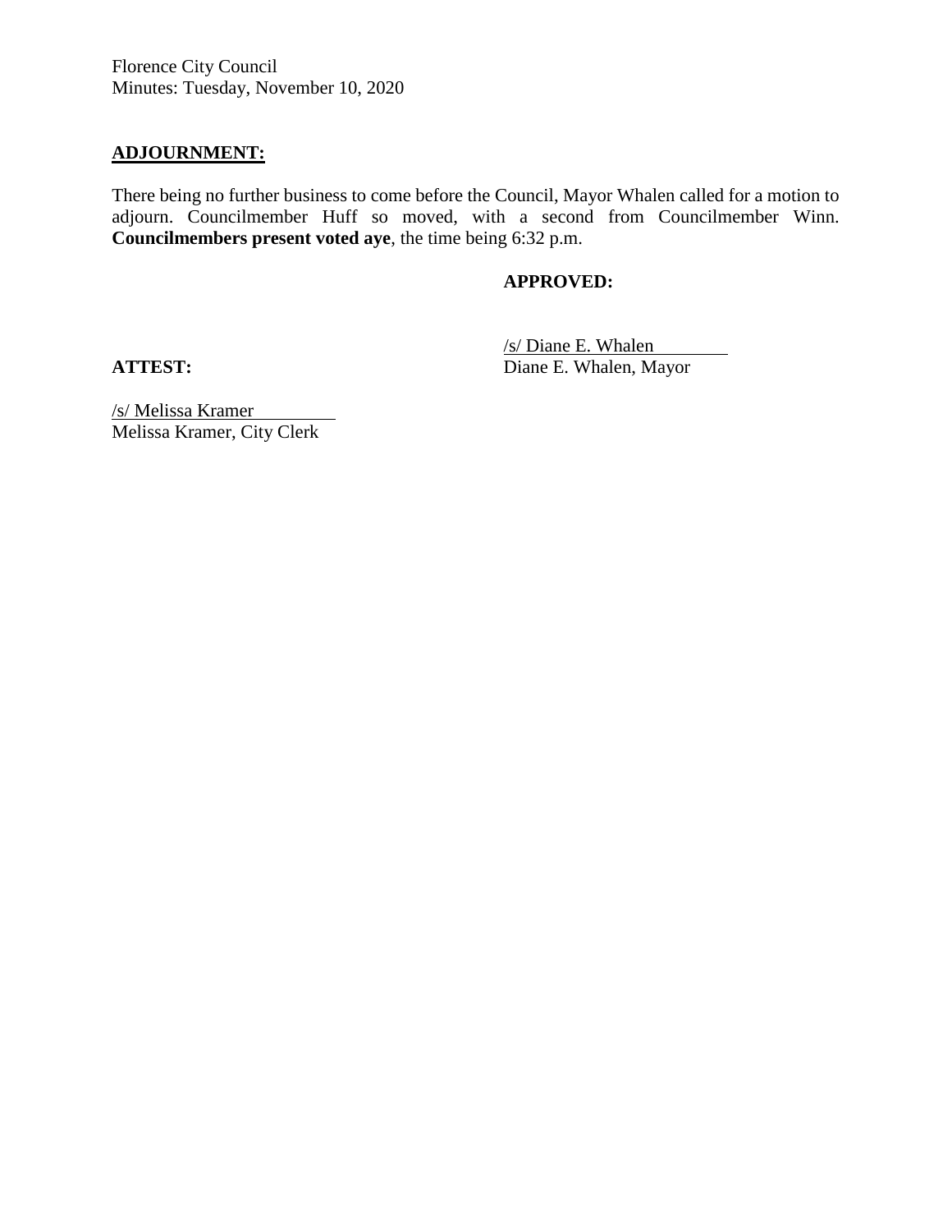**ADJOURNMENT:**

There being no further business to come before the Council, Mayor Whalen called for a motion to adjourn. Councilmember Huff so moved, with a second from Councilmember Winn. **Councilmembers present voted aye**, the time being 6:32 p.m.

**APPROVED:**

/s/ Diane E. Whalen
Diane E. Whalen, Mayor

**ATTEST:**

/s/ Melissa Kramer
Melissa Kramer, City Clerk